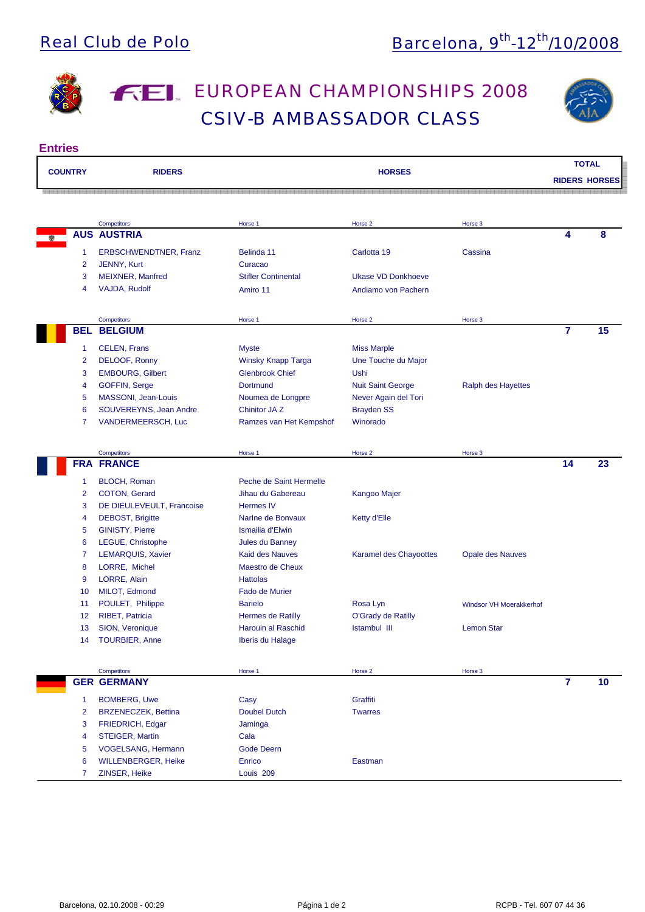Real Club de Polo

Barcelona, 9th-12th/10/2008

# FEI EUROPEAN CHAMPIONSHIPS 2008
## CSIV-B AMBASSADOR CLASS

### Entries

| COUNTRY | | RIDERS | Horse 1 | Horse 2 | Horse 3 | TOTAL RIDERS | TOTAL HORSES |
|---|---|---|---|---|---|---|---|
| **AUS** | | **AUSTRIA** | | | | **4** | **8** |
| | 1 | ERBSCHWENDTNER, Franz | Belinda 11 | Carlotta 19 | Cassina | | |
| | 2 | JENNY, Kurt | Curacao | | | | |
| | 3 | MEIXNER, Manfred | Stifler Continental | Ukase VD Donkhoeve | | | |
| | 4 | VAJDA, Rudolf | Amiro 11 | Andiamo von Pachern | | | |
| **BEL** | | **BELGIUM** | | | | **7** | **15** |
| | 1 | CELEN, Frans | Myste | Miss Marple | | | |
| | 2 | DELOOF, Ronny | Winsky Knapp Targa | Une Touche du Major | | | |
| | 3 | EMBOURG, Gilbert | Glenbrook Chief | Ushi | | | |
| | 4 | GOFFIN, Serge | Dortmund | Nuit Saint George | Ralph des Hayettes | | |
| | 5 | MASSONI, Jean-Louis | Noumea de Longpre | Never Again del Tori | | | |
| | 6 | SOUVEREYNS, Jean Andre | Chinitor JA Z | Brayden SS | | | |
| | 7 | VANDERMEERSCH, Luc | Ramzes van Het Kempshof | Winorado | | | |
| **FRA** | | **FRANCE** | | | | **14** | **23** |
| | 1 | BLOCH, Roman | Peche de Saint Hermelle | | | | |
| | 2 | COTON, Gerard | Jihau du Gabereau | Kangoo Majer | | | |
| | 3 | DE DIEULEVEULT, Francoise | Hermes IV | | | | |
| | 4 | DEBOST, Brigitte | Narlne de Bonvaux | Ketty d'Elle | | | |
| | 5 | GINISTY, Pierre | Ismailia d'Elwin | | | | |
| | 6 | LEGUE, Christophe | Jules du Banney | | | | |
| | 7 | LEMARQUIS, Xavier | Kaid des Nauves | Karamel des Chayoottes | Opale des Nauves | | |
| | 8 | LORRE, Michel | Maestro de Cheux | | | | |
| | 9 | LORRE, Alain | Hattolas | | | | |
| | 10 | MILOT, Edmond | Fado de Murier | | | | |
| | 11 | POULET, Philippe | Barielo | Rosa Lyn | Windsor VH Moerakkerhof | | |
| | 12 | RIBET, Patricia | Hermes de Ratilly | O'Grady de Ratilly | | | |
| | 13 | SION, Veronique | Harouin al Raschid | Istambul III | Lemon Star | | |
| | 14 | TOURBIER, Anne | Iberis du Halage | | | | |
| **GER** | | **GERMANY** | | | | **7** | **10** |
| | 1 | BOMBERG, Uwe | Casy | Graffiti | | | |
| | 2 | BRZENECZEK, Bettina | Doubel Dutch | Twarres | | | |
| | 3 | FRIEDRICH, Edgar | Jaminga | | | | |
| | 4 | STEIGER, Martin | Cala | | | | |
| | 5 | VOGELSANG, Hermann | Gode Deern | | | | |
| | 6 | WILLENBERGER, Heike | Enrico | Eastman | | | |
| | 7 | ZINSER, Heike | Louis 209 | | | | |

Barcelona, 02.10.2008 - 00:29

RCPB - Tel. 607 07 44 36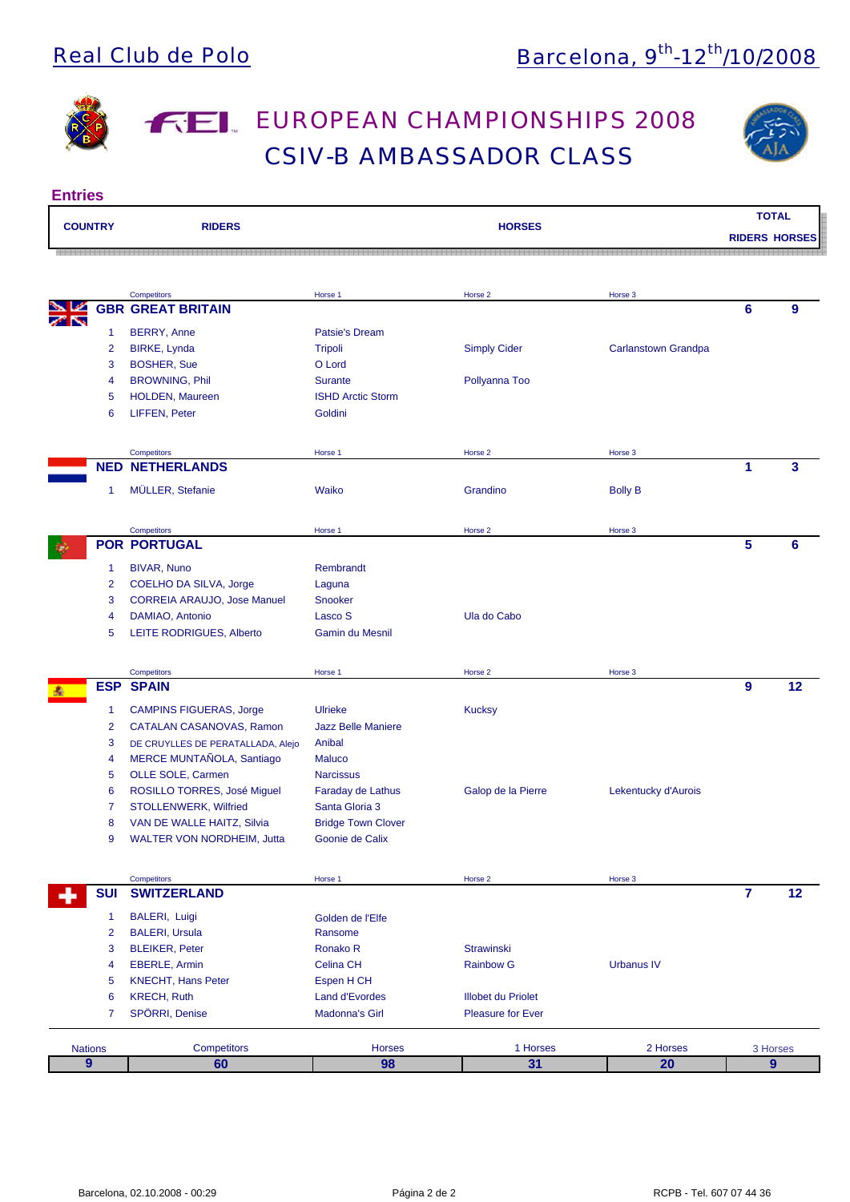Real Club de Polo — Barcelona, 9th-12th/10/2008

# FEI EUROPEAN CHAMPIONSHIPS 2008
## CSIV-B AMBASSADOR CLASS

### Entries

| COUNTRY | | RIDERS | HORSES | | | TOTAL RIDERS | TOTAL HORSES |
|---|---|---|---|---|---|---|---|
| | | Competitors | Horse 1 | Horse 2 | Horse 3 | | |
| **GBR** | **GREAT BRITAIN** | | | | | **6** | **9** |
| | 1 | BERRY, Anne | Patsie's Dream | | | | |
| | 2 | BIRKE, Lynda | Tripoli | Simply Cider | Carlanstown Grandpa | | |
| | 3 | BOSHER, Sue | O Lord | | | | |
| | 4 | BROWNING, Phil | Surante | Pollyanna Too | | | |
| | 5 | HOLDEN, Maureen | ISHD Arctic Storm | | | | |
| | 6 | LIFFEN, Peter | Goldini | | | | |
| | | Competitors | Horse 1 | Horse 2 | Horse 3 | | |
| **NED** | **NETHERLANDS** | | | | | **1** | **3** |
| | 1 | MÜLLER, Stefanie | Waiko | Grandino | Bolly B | | |
| | | Competitors | Horse 1 | Horse 2 | Horse 3 | | |
| **POR** | **PORTUGAL** | | | | | **5** | **6** |
| | 1 | BIVAR, Nuno | Rembrandt | | | | |
| | 2 | COELHO DA SILVA, Jorge | Laguna | | | | |
| | 3 | CORREIA ARAUJO, Jose Manuel | Snooker | | | | |
| | 4 | DAMIAO, Antonio | Lasco S | Ula do Cabo | | | |
| | 5 | LEITE RODRIGUES, Alberto | Gamin du Mesnil | | | | |
| | | Competitors | Horse 1 | Horse 2 | Horse 3 | | |
| **ESP** | **SPAIN** | | | | | **9** | **12** |
| | 1 | CAMPINS FIGUERAS, Jorge | Ulrieke | Kucksy | | | |
| | 2 | CATALAN CASANOVAS, Ramon | Jazz Belle Maniere | | | | |
| | 3 | DE CRUYLLES DE PERATALLADA, Alejo | Anibal | | | | |
| | 4 | MERCE MUNTAÑOLA, Santiago | Maluco | | | | |
| | 5 | OLLE SOLE, Carmen | Narcissus | | | | |
| | 6 | ROSILLO TORRES, José Miguel | Faraday de Lathus | Galop de la Pierre | Lekentucky d'Aurois | | |
| | 7 | STOLLENWERK, Wilfried | Santa Gloria 3 | | | | |
| | 8 | VAN DE WALLE HAITZ, Silvia | Bridge Town Clover | | | | |
| | 9 | WALTER VON NORDHEIM, Jutta | Goonie de Calix | | | | |
| | | Competitors | Horse 1 | Horse 2 | Horse 3 | | |
| **SUI** | **SWITZERLAND** | | | | | **7** | **12** |
| | 1 | BALERI, Luigi | Golden de l'Elfe | | | | |
| | 2 | BALERI, Ursula | Ransome | | | | |
| | 3 | BLEIKER, Peter | Ronako R | Strawinski | | | |
| | 4 | EBERLE, Armin | Celina CH | Rainbow G | Urbanus IV | | |
| | 5 | KNECHT, Hans Peter | Espen H CH | | | | |
| | 6 | KRECH, Ruth | Land d'Evordes | Illobet du Priolet | | | |
| | 7 | SPÖRRI, Denise | Madonna's Girl | Pleasure for Ever | | | |

| Nations | Competitors | Horses | 1 Horses | 2 Horses | 3 Horses |
|---|---|---|---|---|---|
| **9** | **60** | **98** | **31** | **20** | **9** |

Barcelona, 02.10.2008 - 00:29 — RCPB - Tel. 607 07 44 36